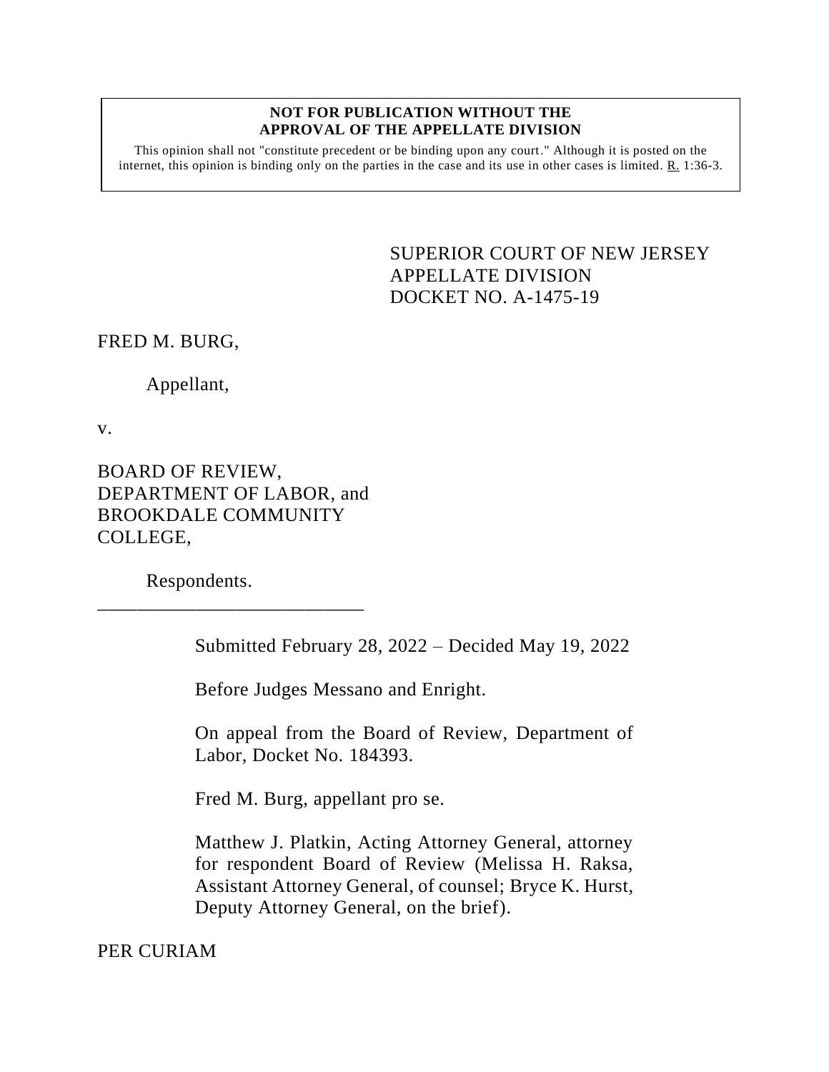**NOT FOR PUBLICATION WITHOUT THE APPROVAL OF THE APPELLATE DIVISION**

This opinion shall not "constitute precedent or be binding upon any court." Although it is posted on the internet, this opinion is binding only on the parties in the case and its use in other cases is limited. R. 1:36-3.

SUPERIOR COURT OF NEW JERSEY
APPELLATE DIVISION
DOCKET NO. A-1475-19

FRED M. BURG,

Appellant,

v.

BOARD OF REVIEW, DEPARTMENT OF LABOR, and BROOKDALE COMMUNITY COLLEGE,

Respondents.

_______________________________

Submitted February 28, 2022 – Decided May 19, 2022

Before Judges Messano and Enright.

On appeal from the Board of Review, Department of Labor, Docket No. 184393.

Fred M. Burg, appellant pro se.

Matthew J. Platkin, Acting Attorney General, attorney for respondent Board of Review (Melissa H. Raksa, Assistant Attorney General, of counsel; Bryce K. Hurst, Deputy Attorney General, on the brief).

PER CURIAM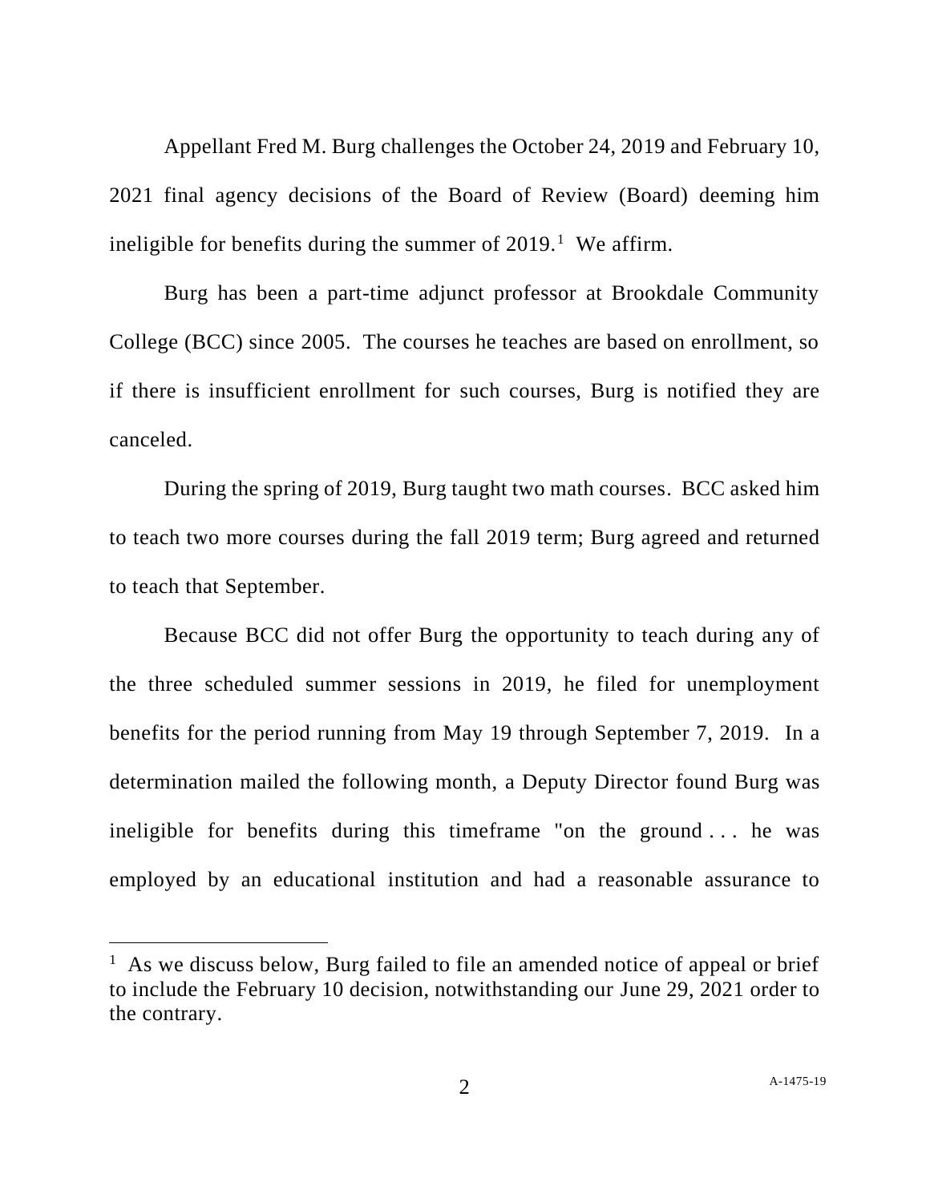Appellant Fred M. Burg challenges the October 24, 2019 and February 10, 2021 final agency decisions of the Board of Review (Board) deeming him ineligible for benefits during the summer of 2019.[1] We affirm.

Burg has been a part-time adjunct professor at Brookdale Community College (BCC) since 2005. The courses he teaches are based on enrollment, so if there is insufficient enrollment for such courses, Burg is notified they are canceled.

During the spring of 2019, Burg taught two math courses. BCC asked him to teach two more courses during the fall 2019 term; Burg agreed and returned to teach that September.

Because BCC did not offer Burg the opportunity to teach during any of the three scheduled summer sessions in 2019, he filed for unemployment benefits for the period running from May 19 through September 7, 2019. In a determination mailed the following month, a Deputy Director found Burg was ineligible for benefits during this timeframe "on the ground . . . he was employed by an educational institution and had a reasonable assurance to

---

[1] As we discuss below, Burg failed to file an amended notice of appeal or brief to include the February 10 decision, notwithstanding our June 29, 2021 order to the contrary.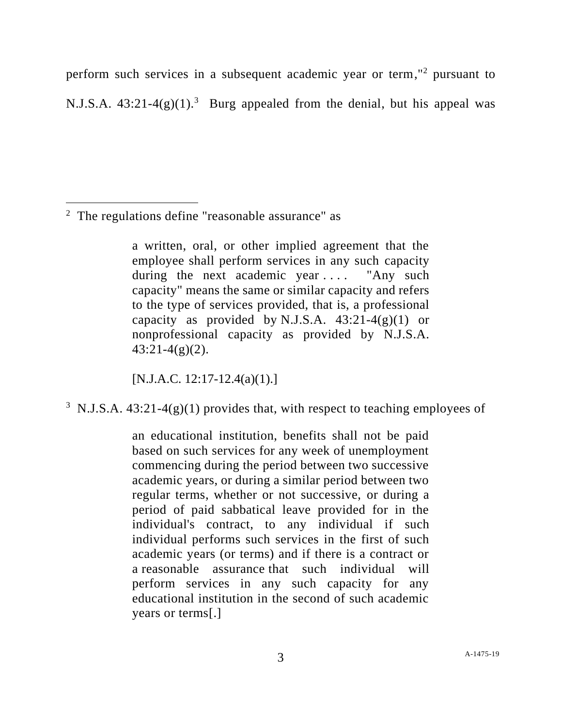perform such services in a subsequent academic year or term,"[2] pursuant to N.J.S.A. 43:21-4(g)(1).[3] Burg appealed from the denial, but his appeal was

---

[2] The regulations define "reasonable assurance" as

> a written, oral, or other implied agreement that the employee shall perform services in any such capacity during the next academic year . . . . "Any such capacity" means the same or similar capacity and refers to the type of services provided, that is, a professional capacity as provided by N.J.S.A. 43:21-4(g)(1) or nonprofessional capacity as provided by N.J.S.A. 43:21-4(g)(2).
>
> [N.J.A.C. 12:17-12.4(a)(1).]

[3] N.J.S.A. 43:21-4(g)(1) provides that, with respect to teaching employees of

> an educational institution, benefits shall not be paid based on such services for any week of unemployment commencing during the period between two successive academic years, or during a similar period between two regular terms, whether or not successive, or during a period of paid sabbatical leave provided for in the individual's contract, to any individual if such individual performs such services in the first of such academic years (or terms) and if there is a contract or a reasonable assurance that such individual will perform services in any such capacity for any educational institution in the second of such academic years or terms[.]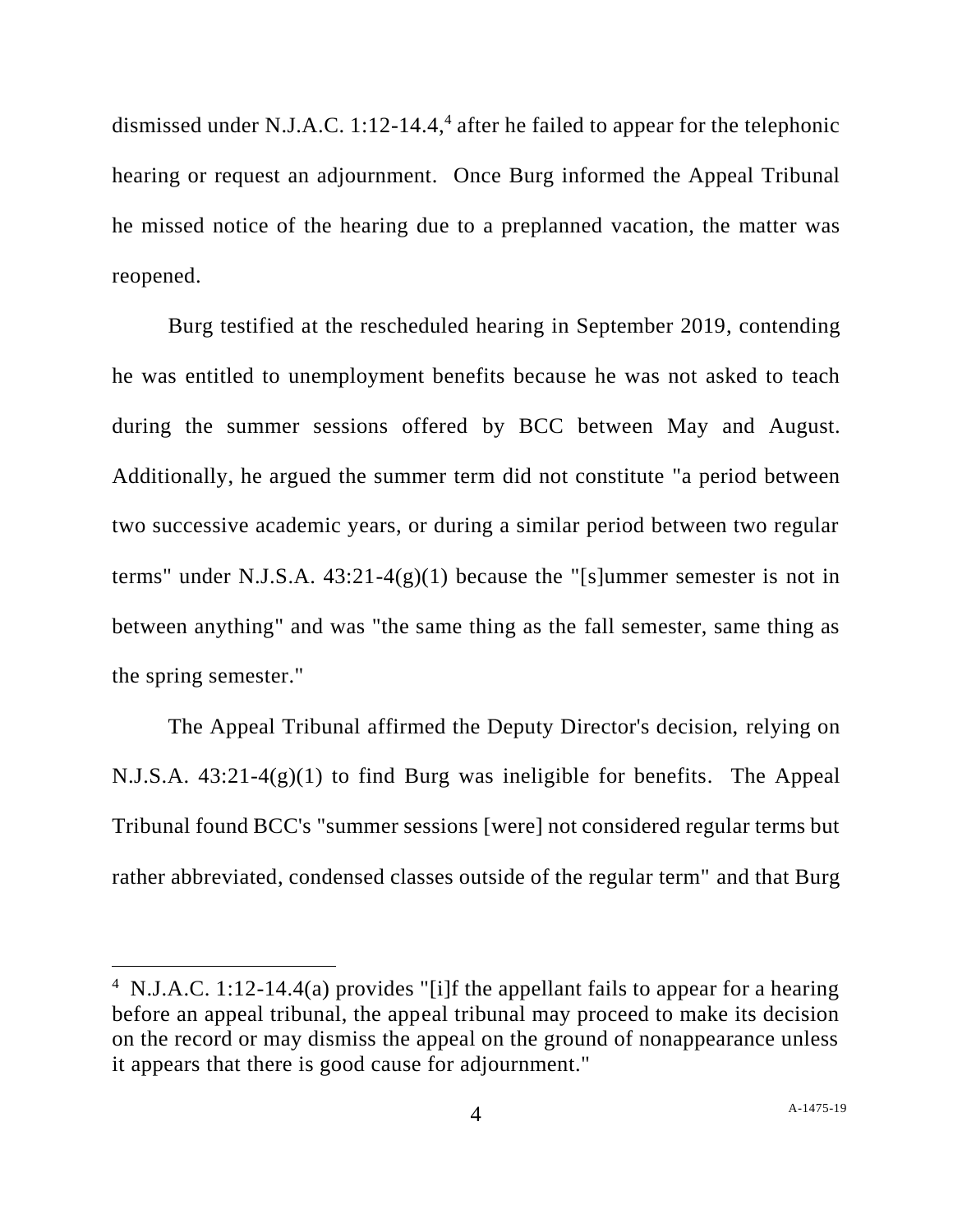dismissed under N.J.A.C. 1:12-14.4,[4] after he failed to appear for the telephonic hearing or request an adjournment. Once Burg informed the Appeal Tribunal he missed notice of the hearing due to a preplanned vacation, the matter was reopened.

Burg testified at the rescheduled hearing in September 2019, contending he was entitled to unemployment benefits because he was not asked to teach during the summer sessions offered by BCC between May and August. Additionally, he argued the summer term did not constitute "a period between two successive academic years, or during a similar period between two regular terms" under N.J.S.A. 43:21-4(g)(1) because the "[s]ummer semester is not in between anything" and was "the same thing as the fall semester, same thing as the spring semester."

The Appeal Tribunal affirmed the Deputy Director's decision, relying on N.J.S.A. 43:21-4(g)(1) to find Burg was ineligible for benefits. The Appeal Tribunal found BCC's "summer sessions [were] not considered regular terms but rather abbreviated, condensed classes outside of the regular term" and that Burg

---

[4] N.J.A.C. 1:12-14.4(a) provides "[i]f the appellant fails to appear for a hearing before an appeal tribunal, the appeal tribunal may proceed to make its decision on the record or may dismiss the appeal on the ground of nonappearance unless it appears that there is good cause for adjournment."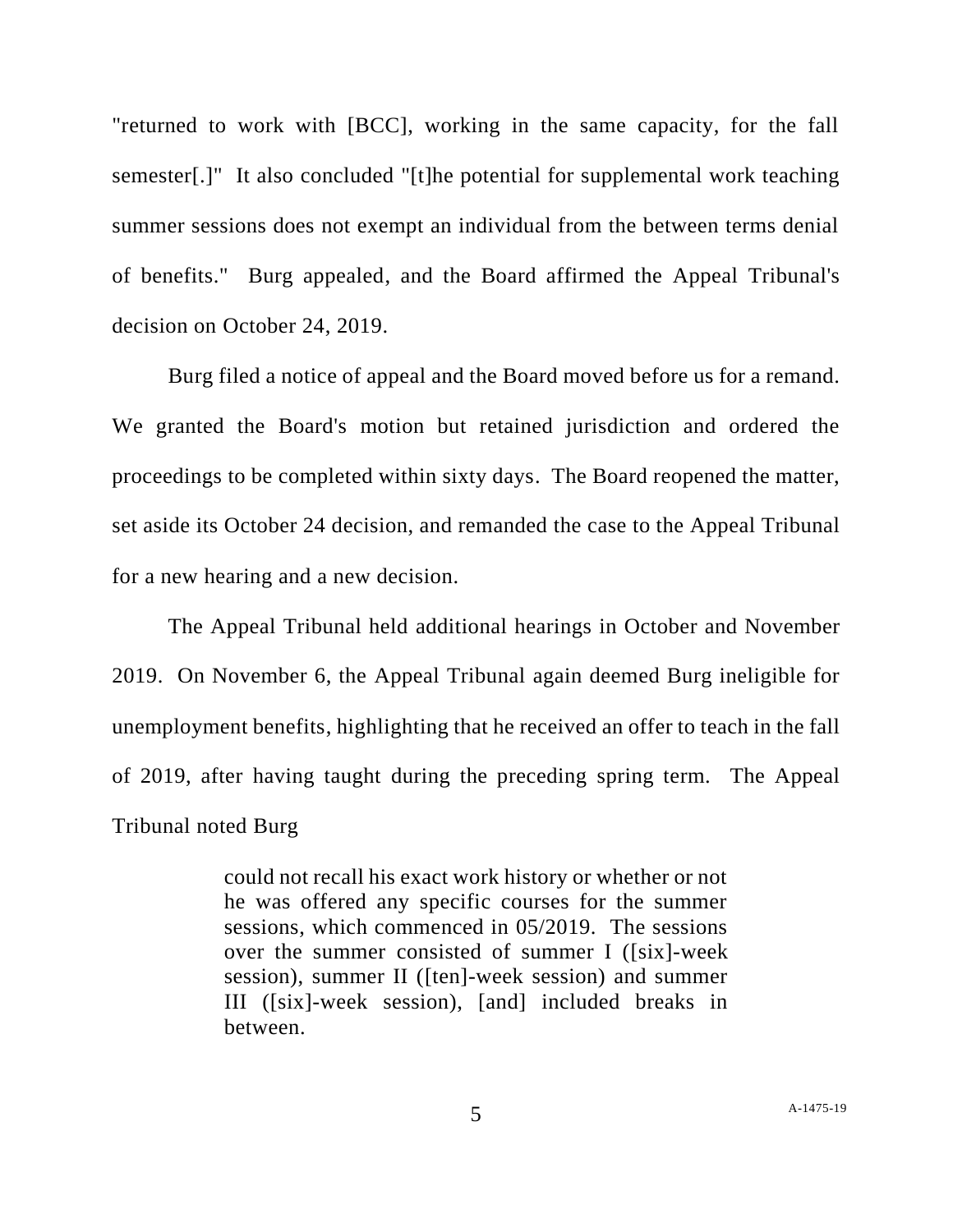"returned to work with [BCC], working in the same capacity, for the fall semester[.]" It also concluded "[t]he potential for supplemental work teaching summer sessions does not exempt an individual from the between terms denial of benefits." Burg appealed, and the Board affirmed the Appeal Tribunal's decision on October 24, 2019.

Burg filed a notice of appeal and the Board moved before us for a remand. We granted the Board's motion but retained jurisdiction and ordered the proceedings to be completed within sixty days. The Board reopened the matter, set aside its October 24 decision, and remanded the case to the Appeal Tribunal for a new hearing and a new decision.

The Appeal Tribunal held additional hearings in October and November 2019. On November 6, the Appeal Tribunal again deemed Burg ineligible for unemployment benefits, highlighting that he received an offer to teach in the fall of 2019, after having taught during the preceding spring term. The Appeal Tribunal noted Burg

> could not recall his exact work history or whether or not he was offered any specific courses for the summer sessions, which commenced in 05/2019. The sessions over the summer consisted of summer I ([six]-week session), summer II ([ten]-week session) and summer III ([six]-week session), [and] included breaks in between.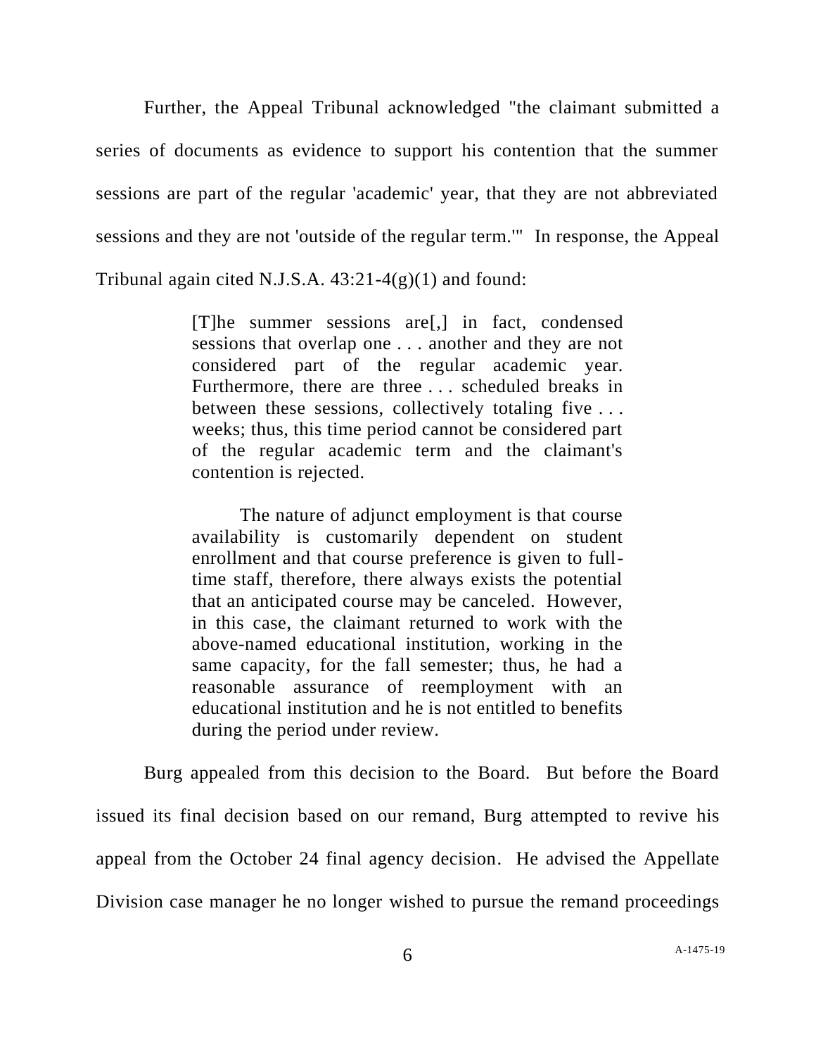Further, the Appeal Tribunal acknowledged "the claimant submitted a series of documents as evidence to support his contention that the summer sessions are part of the regular 'academic' year, that they are not abbreviated sessions and they are not 'outside of the regular term.'" In response, the Appeal Tribunal again cited N.J.S.A. 43:21-4(g)(1) and found:

> [T]he summer sessions are[,] in fact, condensed sessions that overlap one . . . another and they are not considered part of the regular academic year. Furthermore, there are three . . . scheduled breaks in between these sessions, collectively totaling five . . . weeks; thus, this time period cannot be considered part of the regular academic term and the claimant's contention is rejected.
>
> The nature of adjunct employment is that course availability is customarily dependent on student enrollment and that course preference is given to full-time staff, therefore, there always exists the potential that an anticipated course may be canceled. However, in this case, the claimant returned to work with the above-named educational institution, working in the same capacity, for the fall semester; thus, he had a reasonable assurance of reemployment with an educational institution and he is not entitled to benefits during the period under review.

Burg appealed from this decision to the Board. But before the Board issued its final decision based on our remand, Burg attempted to revive his appeal from the October 24 final agency decision. He advised the Appellate Division case manager he no longer wished to pursue the remand proceedings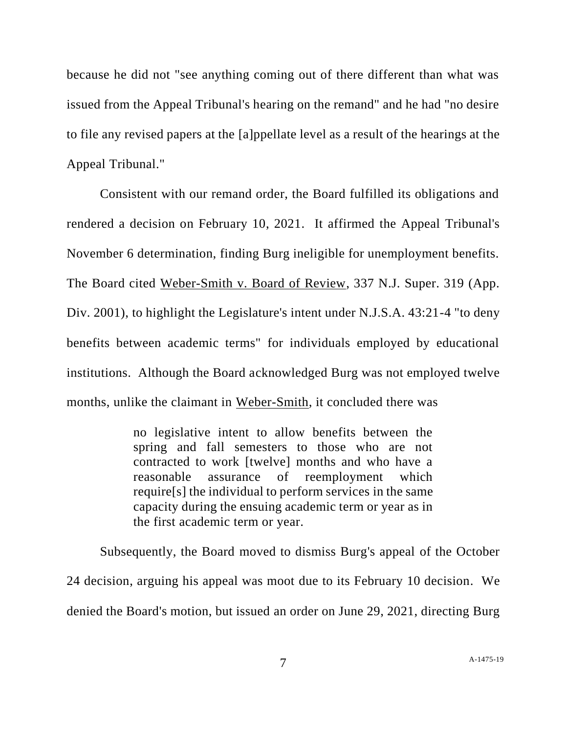because he did not "see anything coming out of there different than what was issued from the Appeal Tribunal's hearing on the remand" and he had "no desire to file any revised papers at the [a]ppellate level as a result of the hearings at the Appeal Tribunal."

Consistent with our remand order, the Board fulfilled its obligations and rendered a decision on February 10, 2021. It affirmed the Appeal Tribunal's November 6 determination, finding Burg ineligible for unemployment benefits. The Board cited Weber-Smith v. Board of Review, 337 N.J. Super. 319 (App. Div. 2001), to highlight the Legislature's intent under N.J.S.A. 43:21-4 "to deny benefits between academic terms" for individuals employed by educational institutions. Although the Board acknowledged Burg was not employed twelve months, unlike the claimant in Weber-Smith, it concluded there was

> no legislative intent to allow benefits between the spring and fall semesters to those who are not contracted to work [twelve] months and who have a reasonable assurance of reemployment which require[s] the individual to perform services in the same capacity during the ensuing academic term or year as in the first academic term or year.

Subsequently, the Board moved to dismiss Burg's appeal of the October 24 decision, arguing his appeal was moot due to its February 10 decision. We denied the Board's motion, but issued an order on June 29, 2021, directing Burg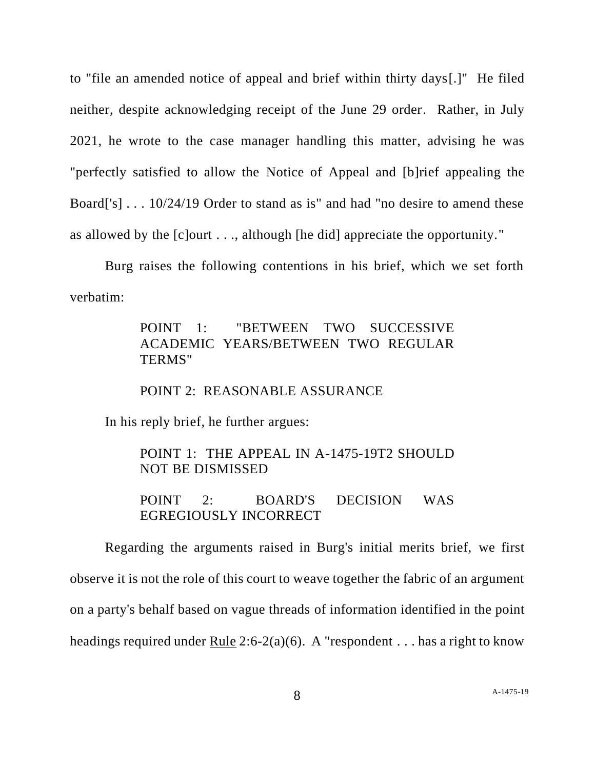to "file an amended notice of appeal and brief within thirty days[.]" He filed neither, despite acknowledging receipt of the June 29 order. Rather, in July 2021, he wrote to the case manager handling this matter, advising he was "perfectly satisfied to allow the Notice of Appeal and [b]rief appealing the Board['s] . . . 10/24/19 Order to stand as is" and had "no desire to amend these as allowed by the [c]ourt . . ., although [he did] appreciate the opportunity."

Burg raises the following contentions in his brief, which we set forth verbatim:

> POINT 1: "BETWEEN TWO SUCCESSIVE ACADEMIC YEARS/BETWEEN TWO REGULAR TERMS"
>
> POINT 2: REASONABLE ASSURANCE

In his reply brief, he further argues:

> POINT 1: THE APPEAL IN A-1475-19T2 SHOULD NOT BE DISMISSED
>
> POINT 2: BOARD'S DECISION WAS EGREGIOUSLY INCORRECT

Regarding the arguments raised in Burg's initial merits brief, we first observe it is not the role of this court to weave together the fabric of an argument on a party's behalf based on vague threads of information identified in the point headings required under Rule 2:6-2(a)(6). A "respondent . . . has a right to know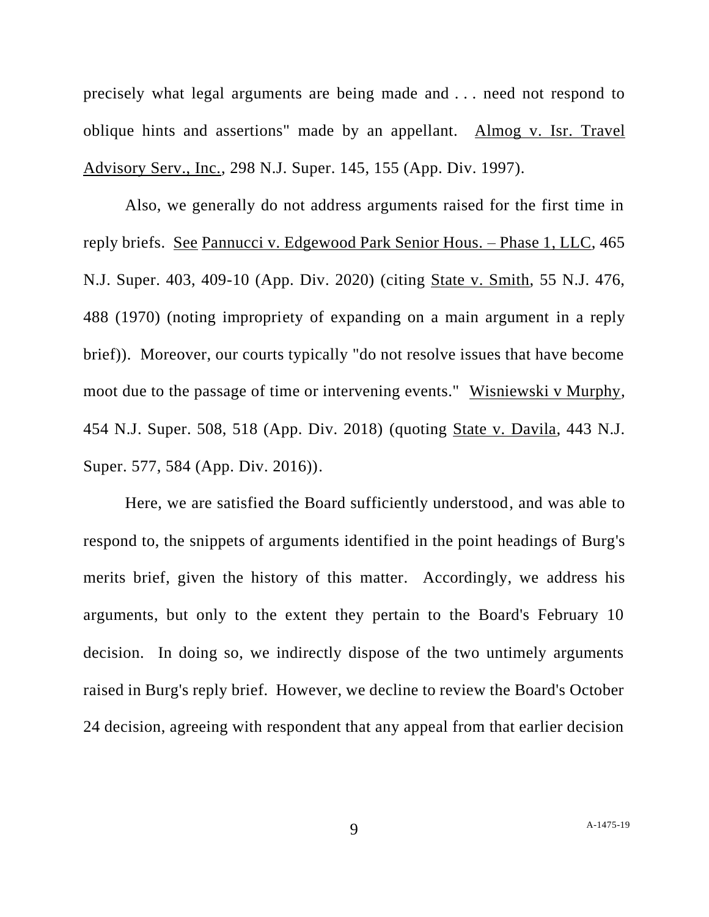precisely what legal arguments are being made and . . . need not respond to oblique hints and assertions" made by an appellant. Almog v. Isr. Travel Advisory Serv., Inc., 298 N.J. Super. 145, 155 (App. Div. 1997).

Also, we generally do not address arguments raised for the first time in reply briefs. See Pannucci v. Edgewood Park Senior Hous. – Phase 1, LLC, 465 N.J. Super. 403, 409-10 (App. Div. 2020) (citing State v. Smith, 55 N.J. 476, 488 (1970) (noting impropriety of expanding on a main argument in a reply brief)). Moreover, our courts typically "do not resolve issues that have become moot due to the passage of time or intervening events." Wisniewski v Murphy, 454 N.J. Super. 508, 518 (App. Div. 2018) (quoting State v. Davila, 443 N.J. Super. 577, 584 (App. Div. 2016)).

Here, we are satisfied the Board sufficiently understood, and was able to respond to, the snippets of arguments identified in the point headings of Burg's merits brief, given the history of this matter. Accordingly, we address his arguments, but only to the extent they pertain to the Board's February 10 decision. In doing so, we indirectly dispose of the two untimely arguments raised in Burg's reply brief. However, we decline to review the Board's October 24 decision, agreeing with respondent that any appeal from that earlier decision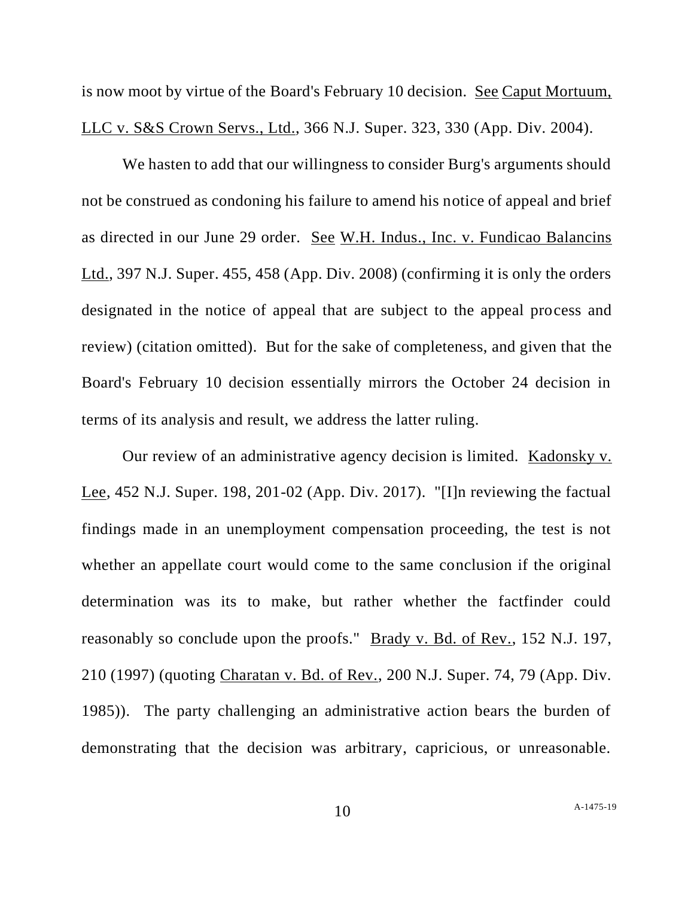is now moot by virtue of the Board's February 10 decision. See Caput Mortuum, LLC v. S&S Crown Servs., Ltd., 366 N.J. Super. 323, 330 (App. Div. 2004).

We hasten to add that our willingness to consider Burg's arguments should not be construed as condoning his failure to amend his notice of appeal and brief as directed in our June 29 order. See W.H. Indus., Inc. v. Fundicao Balancins Ltd., 397 N.J. Super. 455, 458 (App. Div. 2008) (confirming it is only the orders designated in the notice of appeal that are subject to the appeal process and review) (citation omitted). But for the sake of completeness, and given that the Board's February 10 decision essentially mirrors the October 24 decision in terms of its analysis and result, we address the latter ruling.

Our review of an administrative agency decision is limited. Kadonsky v. Lee, 452 N.J. Super. 198, 201-02 (App. Div. 2017). "[I]n reviewing the factual findings made in an unemployment compensation proceeding, the test is not whether an appellate court would come to the same conclusion if the original determination was its to make, but rather whether the factfinder could reasonably so conclude upon the proofs." Brady v. Bd. of Rev., 152 N.J. 197, 210 (1997) (quoting Charatan v. Bd. of Rev., 200 N.J. Super. 74, 79 (App. Div. 1985)). The party challenging an administrative action bears the burden of demonstrating that the decision was arbitrary, capricious, or unreasonable.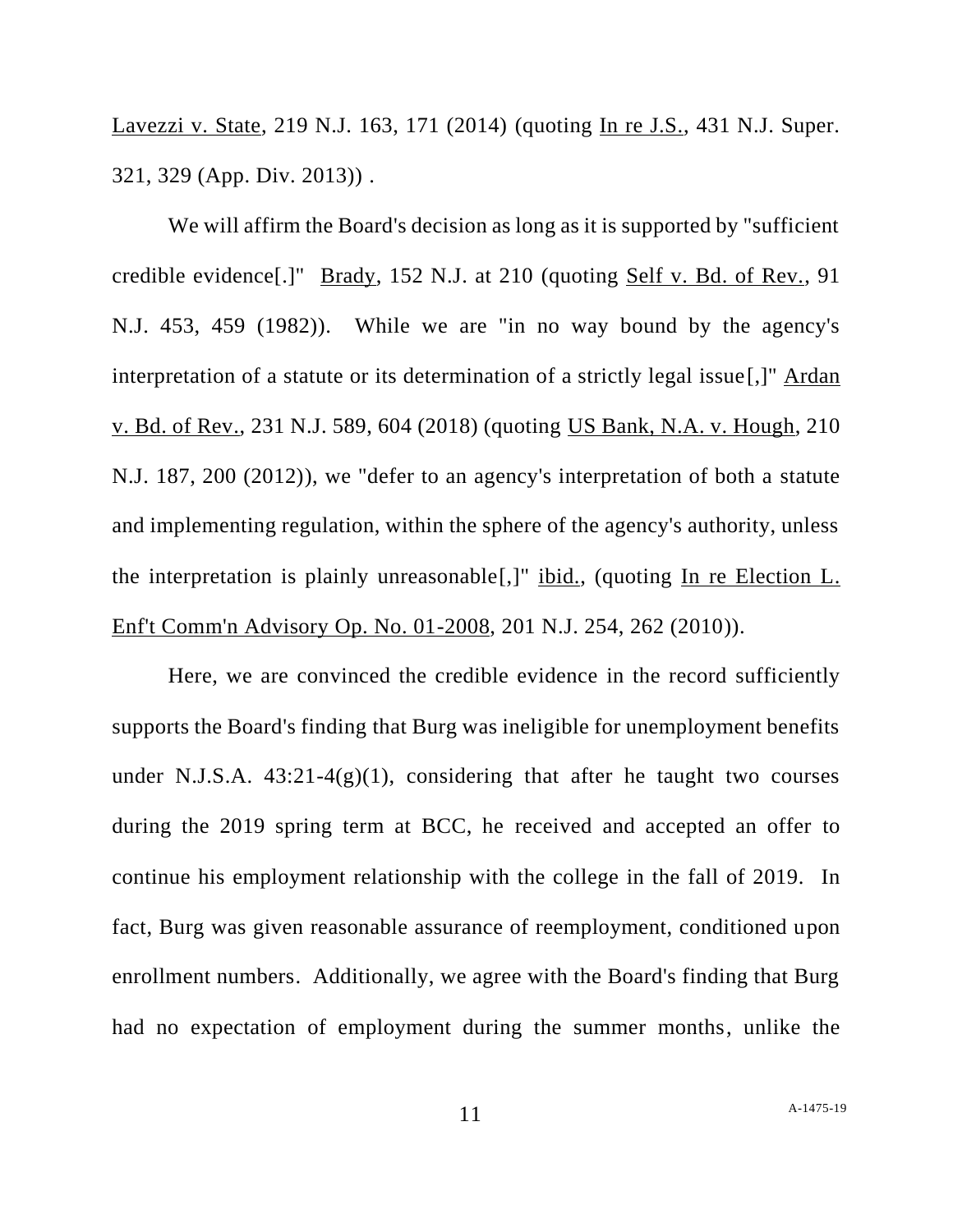Lavezzi v. State, 219 N.J. 163, 171 (2014) (quoting In re J.S., 431 N.J. Super. 321, 329 (App. Div. 2013)) .

We will affirm the Board's decision as long as it is supported by "sufficient credible evidence[.]" Brady, 152 N.J. at 210 (quoting Self v. Bd. of Rev., 91 N.J. 453, 459 (1982)). While we are "in no way bound by the agency's interpretation of a statute or its determination of a strictly legal issue[,]" Ardan v. Bd. of Rev., 231 N.J. 589, 604 (2018) (quoting US Bank, N.A. v. Hough, 210 N.J. 187, 200 (2012)), we "defer to an agency's interpretation of both a statute and implementing regulation, within the sphere of the agency's authority, unless the interpretation is plainly unreasonable[,]" ibid., (quoting In re Election L. Enf't Comm'n Advisory Op. No. 01-2008, 201 N.J. 254, 262 (2010)).

Here, we are convinced the credible evidence in the record sufficiently supports the Board's finding that Burg was ineligible for unemployment benefits under N.J.S.A. 43:21-4(g)(1), considering that after he taught two courses during the 2019 spring term at BCC, he received and accepted an offer to continue his employment relationship with the college in the fall of 2019. In fact, Burg was given reasonable assurance of reemployment, conditioned upon enrollment numbers. Additionally, we agree with the Board's finding that Burg had no expectation of employment during the summer months, unlike the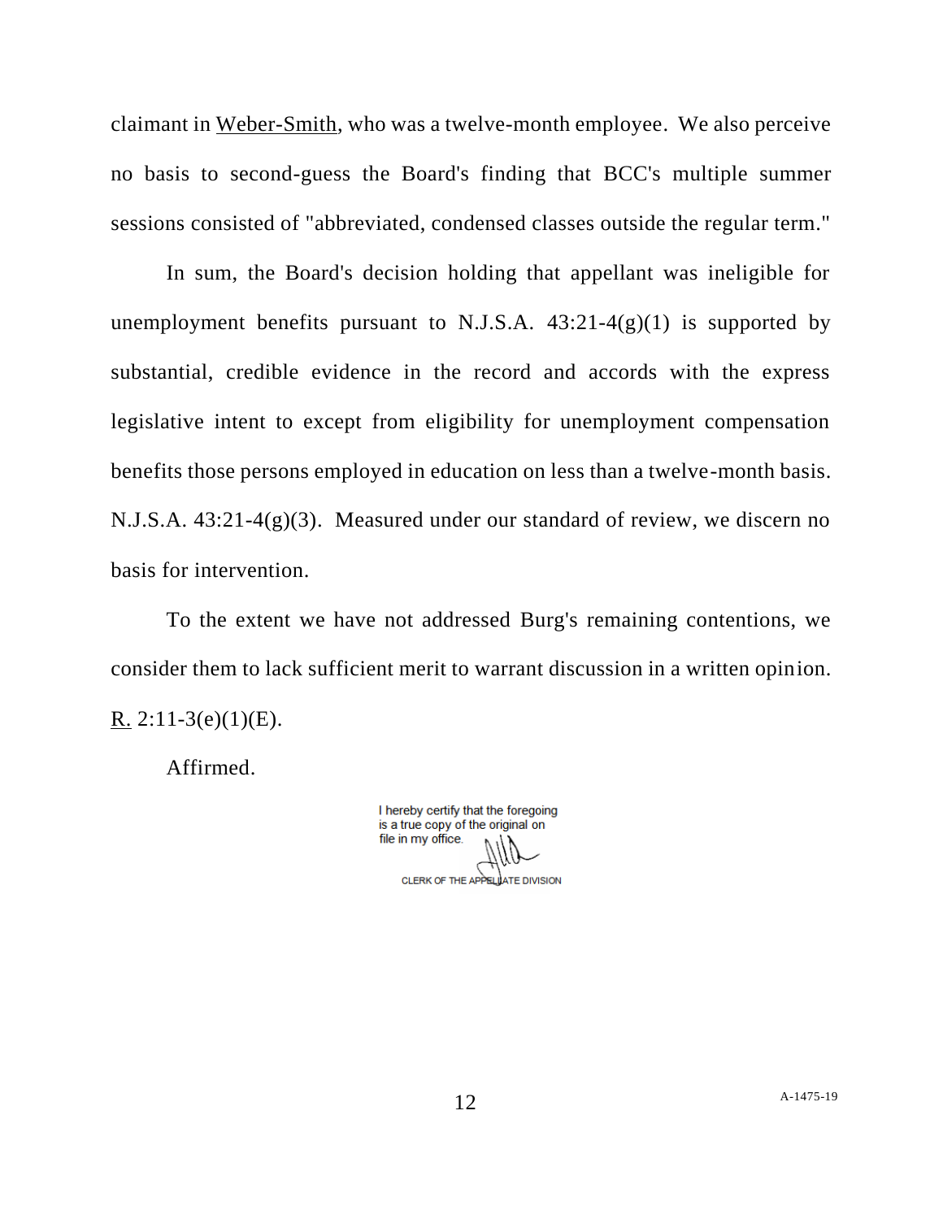claimant in Weber-Smith, who was a twelve-month employee. We also perceive no basis to second-guess the Board's finding that BCC's multiple summer sessions consisted of "abbreviated, condensed classes outside the regular term."

In sum, the Board's decision holding that appellant was ineligible for unemployment benefits pursuant to N.J.S.A. 43:21-4(g)(1) is supported by substantial, credible evidence in the record and accords with the express legislative intent to except from eligibility for unemployment compensation benefits those persons employed in education on less than a twelve-month basis. N.J.S.A. 43:21-4(g)(3). Measured under our standard of review, we discern no basis for intervention.

To the extent we have not addressed Burg's remaining contentions, we consider them to lack sufficient merit to warrant discussion in a written opinion. R. 2:11-3(e)(1)(E).

Affirmed.

I hereby certify that the foregoing is a true copy of the original on file in my office.

CLERK OF THE APPELLATE DIVISION